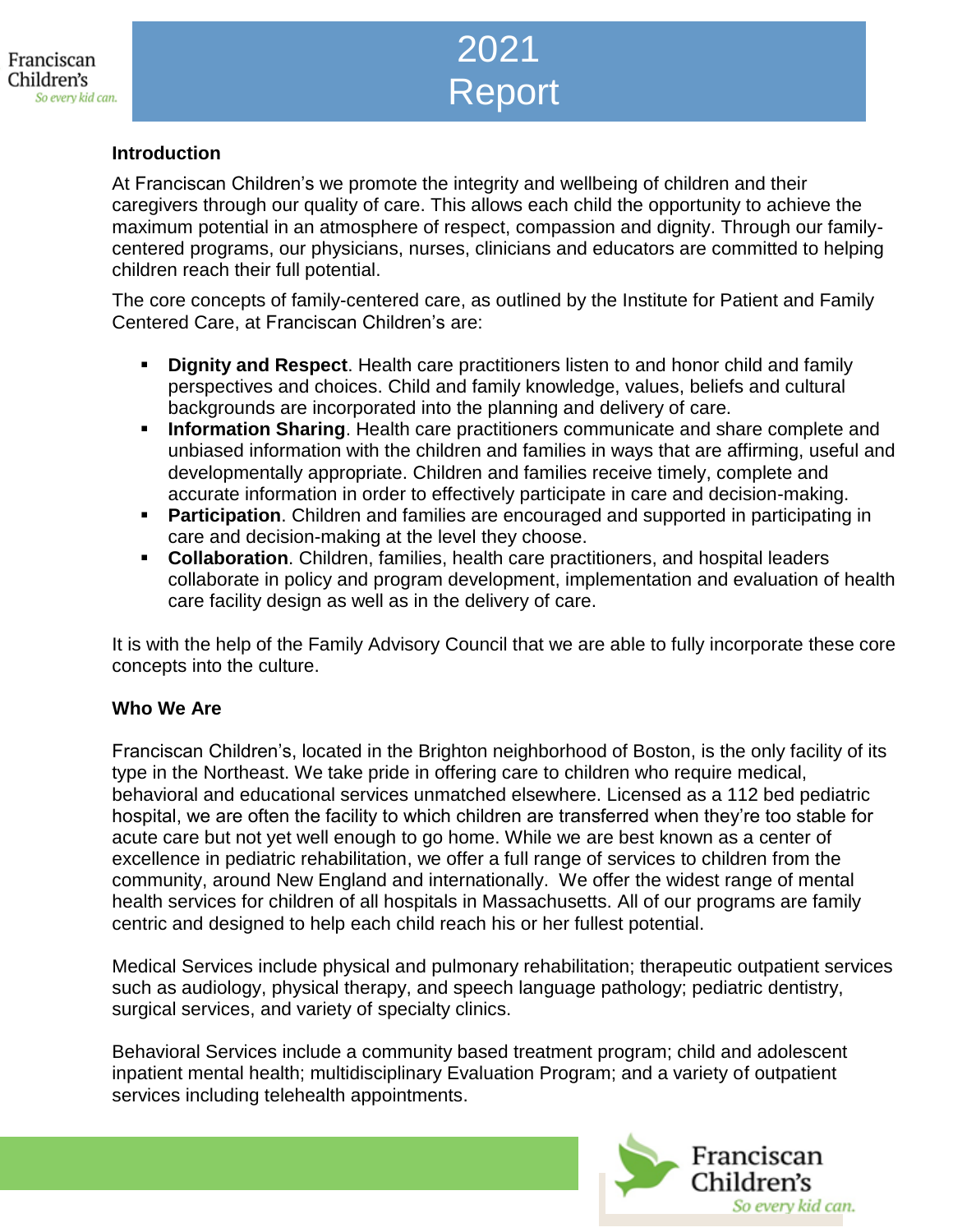# 2021 Report

**Introduction**

At Franciscan Children's we promote the integrity and wellbeing of children and their caregivers through our quality of care. This allows each child the opportunity to achieve the maximum potential in an atmosphere of respect, compassion and dignity. Through our family-centered programs, our physicians, nurses, clinicians and educators are committed to helping children reach their full potential.

The core concepts of family-centered care, as outlined by the Institute for Patient and Family Centered Care, at Franciscan Children's are:

- **Dignity and Respect**. Health care practitioners listen to and honor child and family perspectives and choices. Child and family knowledge, values, beliefs and cultural backgrounds are incorporated into the planning and delivery of care.
- **Information Sharing**. Health care practitioners communicate and share complete and unbiased information with the children and families in ways that are affirming, useful and developmentally appropriate. Children and families receive timely, complete and accurate information in order to effectively participate in care and decision-making.
- **Participation**. Children and families are encouraged and supported in participating in care and decision-making at the level they choose.
- **Collaboration**. Children, families, health care practitioners, and hospital leaders collaborate in policy and program development, implementation and evaluation of health care facility design as well as in the delivery of care.

It is with the help of the Family Advisory Council that we are able to fully incorporate these core concepts into the culture.

**Who We Are**

Franciscan Children's, located in the Brighton neighborhood of Boston, is the only facility of its type in the Northeast. We take pride in offering care to children who require medical, behavioral and educational services unmatched elsewhere. Licensed as a 112 bed pediatric hospital, we are often the facility to which children are transferred when they're too stable for acute care but not yet well enough to go home. While we are best known as a center of excellence in pediatric rehabilitation, we offer a full range of services to children from the community, around New England and internationally. We offer the widest range of mental health services for children of all hospitals in Massachusetts. All of our programs are family centric and designed to help each child reach his or her fullest potential.

Medical Services include physical and pulmonary rehabilitation; therapeutic outpatient services such as audiology, physical therapy, and speech language pathology; pediatric dentistry, surgical services, and variety of specialty clinics.

Behavioral Services include a community based treatment program; child and adolescent inpatient mental health; multidisciplinary Evaluation Program; and a variety of outpatient services including telehealth appointments.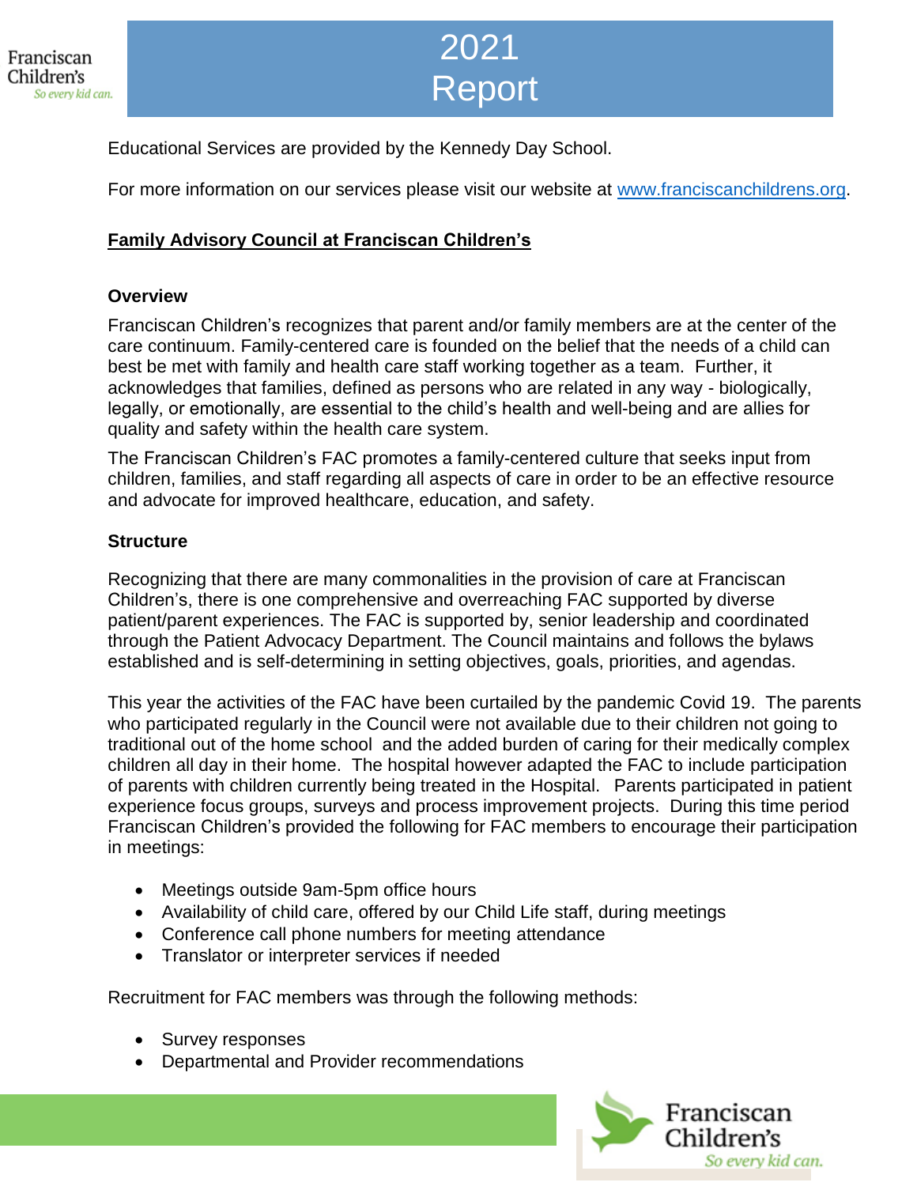Educational Services are provided by the Kennedy Day School.

For more information on our services please visit our website at [www.franciscanchildrens.org](http://www.franciscanchildrens.org).

## Family Advisory Council at Franciscan Children's

### Overview

Franciscan Children's recognizes that parent and/or family members are at the center of the care continuum. Family-centered care is founded on the belief that the needs of a child can best be met with family and health care staff working together as a team. Further, it acknowledges that families, defined as persons who are related in any way - biologically, legally, or emotionally, are essential to the child's health and well-being and are allies for quality and safety within the health care system.

The Franciscan Children's FAC promotes a family-centered culture that seeks input from children, families, and staff regarding all aspects of care in order to be an effective resource and advocate for improved healthcare, education, and safety.

### Structure

Recognizing that there are many commonalities in the provision of care at Franciscan Children's, there is one comprehensive and overreaching FAC supported by diverse patient/parent experiences. The FAC is supported by, senior leadership and coordinated through the Patient Advocacy Department. The Council maintains and follows the bylaws established and is self-determining in setting objectives, goals, priorities, and agendas.

This year the activities of the FAC have been curtailed by the pandemic Covid 19. The parents who participated regularly in the Council were not available due to their children not going to traditional out of the home school and the added burden of caring for their medically complex children all day in their home. The hospital however adapted the FAC to include participation of parents with children currently being treated in the Hospital. Parents participated in patient experience focus groups, surveys and process improvement projects. During this time period Franciscan Children's provided the following for FAC members to encourage their participation in meetings:

- Meetings outside 9am-5pm office hours
- Availability of child care, offered by our Child Life staff, during meetings
- Conference call phone numbers for meeting attendance
- Translator or interpreter services if needed

Recruitment for FAC members was through the following methods:

- Survey responses
- Departmental and Provider recommendations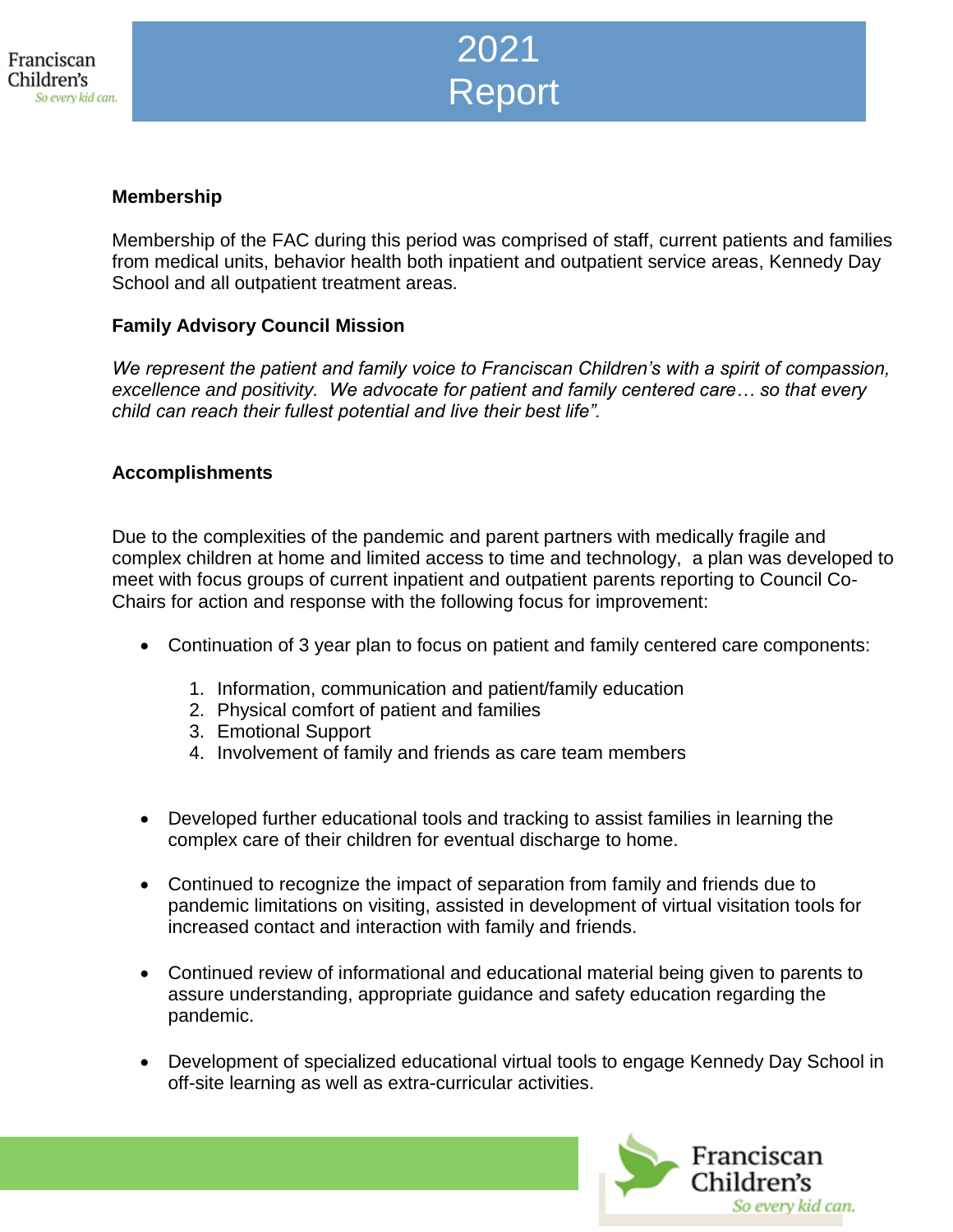# 2021 Report

**Membership**

Membership of the FAC during this period was comprised of staff, current patients and families from medical units, behavior health both inpatient and outpatient service areas, Kennedy Day School and all outpatient treatment areas.

**Family Advisory Council Mission**

*We represent the patient and family voice to Franciscan Children's with a spirit of compassion, excellence and positivity. We advocate for patient and family centered care… so that every child can reach their fullest potential and live their best life".*

**Accomplishments**

Due to the complexities of the pandemic and parent partners with medically fragile and complex children at home and limited access to time and technology, a plan was developed to meet with focus groups of current inpatient and outpatient parents reporting to Council Co-Chairs for action and response with the following focus for improvement:

- Continuation of 3 year plan to focus on patient and family centered care components:
  1. Information, communication and patient/family education
  2. Physical comfort of patient and families
  3. Emotional Support
  4. Involvement of family and friends as care team members
- Developed further educational tools and tracking to assist families in learning the complex care of their children for eventual discharge to home.
- Continued to recognize the impact of separation from family and friends due to pandemic limitations on visiting, assisted in development of virtual visitation tools for increased contact and interaction with family and friends.
- Continued review of informational and educational material being given to parents to assure understanding, appropriate guidance and safety education regarding the pandemic.
- Development of specialized educational virtual tools to engage Kennedy Day School in off-site learning as well as extra-curricular activities.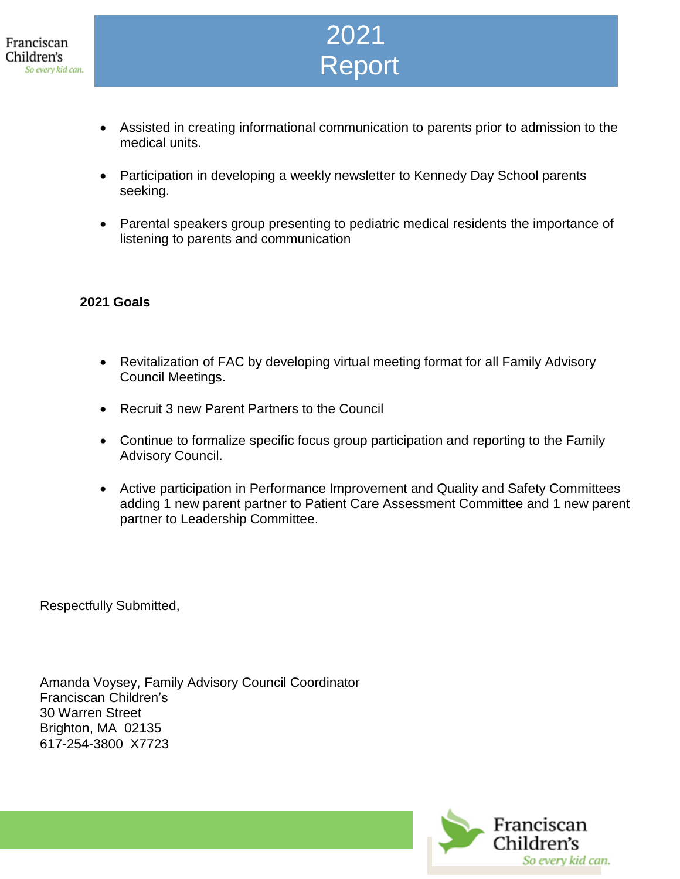- Assisted in creating informational communication to parents prior to admission to the medical units.
- Participation in developing a weekly newsletter to Kennedy Day School parents seeking.
- Parental speakers group presenting to pediatric medical residents the importance of listening to parents and communication

**2021 Goals**

- Revitalization of FAC by developing virtual meeting format for all Family Advisory Council Meetings.
- Recruit 3 new Parent Partners to the Council
- Continue to formalize specific focus group participation and reporting to the Family Advisory Council.
- Active participation in Performance Improvement and Quality and Safety Committees adding 1 new parent partner to Patient Care Assessment Committee and 1 new parent partner to Leadership Committee.

Respectfully Submitted,

Amanda Voysey, Family Advisory Council Coordinator
Franciscan Children's
30 Warren Street
Brighton, MA 02135
617-254-3800 X7723